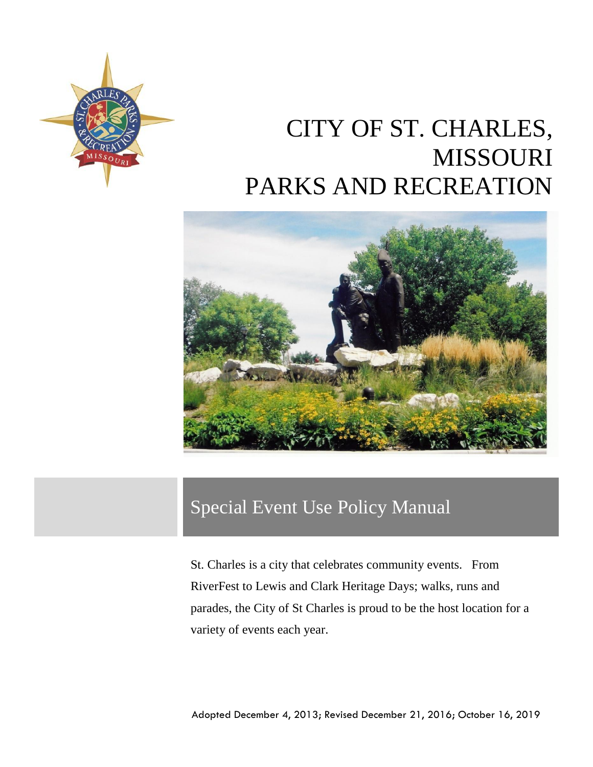# CITY OF ST. CHARLES, MISSOURI PARKS AND RECREATION

## Special Event Use Policy Manual

St. Charles is a city that celebrates community events. From RiverFest to Lewis and Clark Heritage Days; walks, runs and parades, the City of St Charles is proud to be the host location for a variety of events each year.

Adopted December 4, 2013; Revised December 21, 2016; October 16, 2019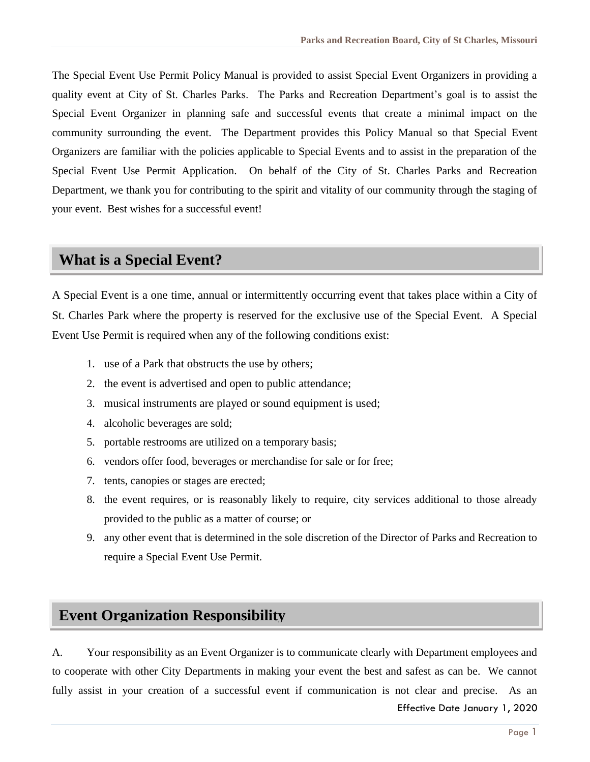The Special Event Use Permit Policy Manual is provided to assist Special Event Organizers in providing a quality event at City of St. Charles Parks. The Parks and Recreation Department's goal is to assist the Special Event Organizer in planning safe and successful events that create a minimal impact on the community surrounding the event. The Department provides this Policy Manual so that Special Event Organizers are familiar with the policies applicable to Special Events and to assist in the preparation of the Special Event Use Permit Application. On behalf of the City of St. Charles Parks and Recreation Department, we thank you for contributing to the spirit and vitality of our community through the staging of your event. Best wishes for a successful event!

## What is a Special Event?

A Special Event is a one time, annual or intermittently occurring event that takes place within a City of St. Charles Park where the property is reserved for the exclusive use of the Special Event. A Special Event Use Permit is required when any of the following conditions exist:

1. use of a Park that obstructs the use by others;
2. the event is advertised and open to public attendance;
3. musical instruments are played or sound equipment is used;
4. alcoholic beverages are sold;
5. portable restrooms are utilized on a temporary basis;
6. vendors offer food, beverages or merchandise for sale or for free;
7. tents, canopies or stages are erected;
8. the event requires, or is reasonably likely to require, city services additional to those already provided to the public as a matter of course; or
9. any other event that is determined in the sole discretion of the Director of Parks and Recreation to require a Special Event Use Permit.

## Event Organization Responsibility

A. Your responsibility as an Event Organizer is to communicate clearly with Department employees and to cooperate with other City Departments in making your event the best and safest as can be. We cannot fully assist in your creation of a successful event if communication is not clear and precise. As an

Effective Date January 1, 2020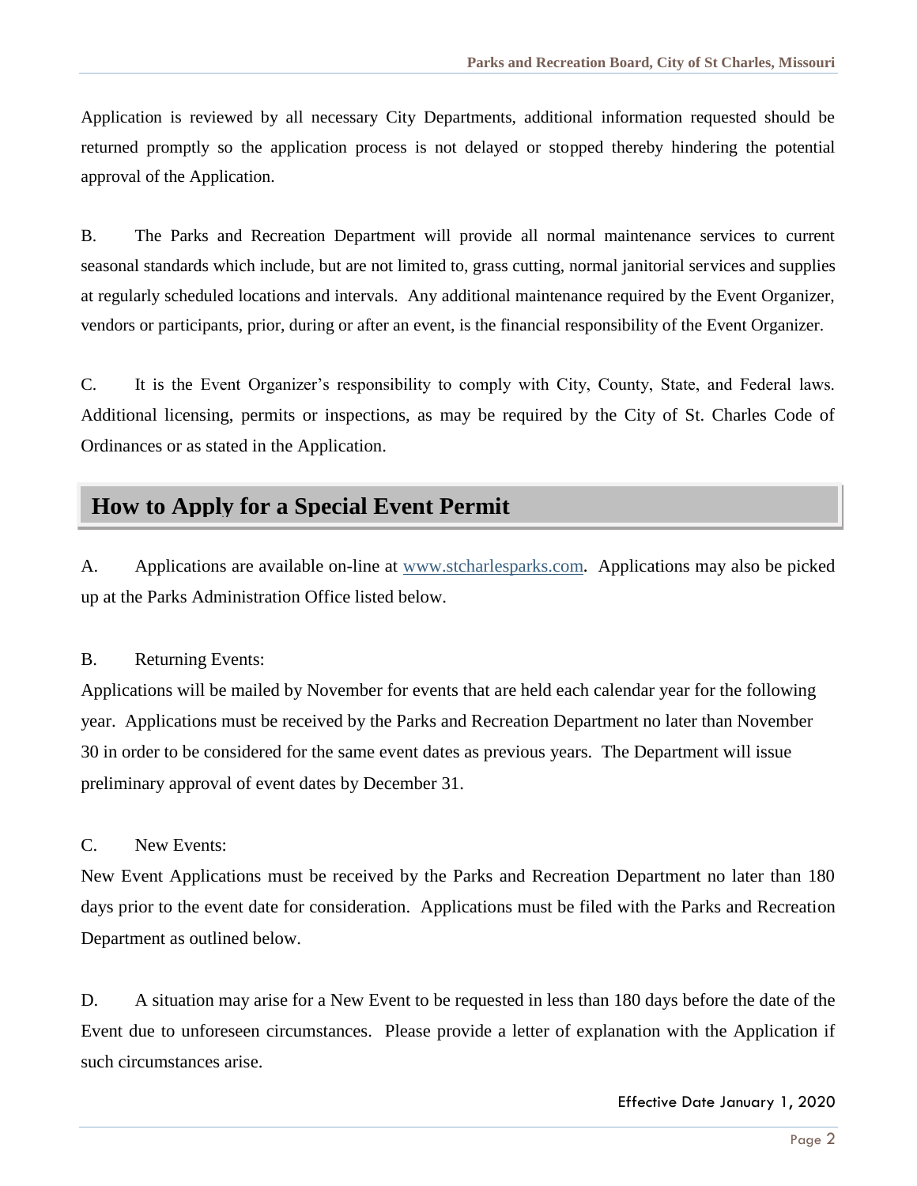Application is reviewed by all necessary City Departments, additional information requested should be returned promptly so the application process is not delayed or stopped thereby hindering the potential approval of the Application.

B. The Parks and Recreation Department will provide all normal maintenance services to current seasonal standards which include, but are not limited to, grass cutting, normal janitorial services and supplies at regularly scheduled locations and intervals. Any additional maintenance required by the Event Organizer, vendors or participants, prior, during or after an event, is the financial responsibility of the Event Organizer.

C. It is the Event Organizer's responsibility to comply with City, County, State, and Federal laws. Additional licensing, permits or inspections, as may be required by the City of St. Charles Code of Ordinances or as stated in the Application.

## How to Apply for a Special Event Permit

A. Applications are available on-line at [www.stcharlesparks.com](http://www.stcharlesparks.com). Applications may also be picked up at the Parks Administration Office listed below.

B. Returning Events:

Applications will be mailed by November for events that are held each calendar year for the following year. Applications must be received by the Parks and Recreation Department no later than November 30 in order to be considered for the same event dates as previous years. The Department will issue preliminary approval of event dates by December 31.

C. New Events:

New Event Applications must be received by the Parks and Recreation Department no later than 180 days prior to the event date for consideration. Applications must be filed with the Parks and Recreation Department as outlined below.

D. A situation may arise for a New Event to be requested in less than 180 days before the date of the Event due to unforeseen circumstances. Please provide a letter of explanation with the Application if such circumstances arise.

Effective Date January 1, 2020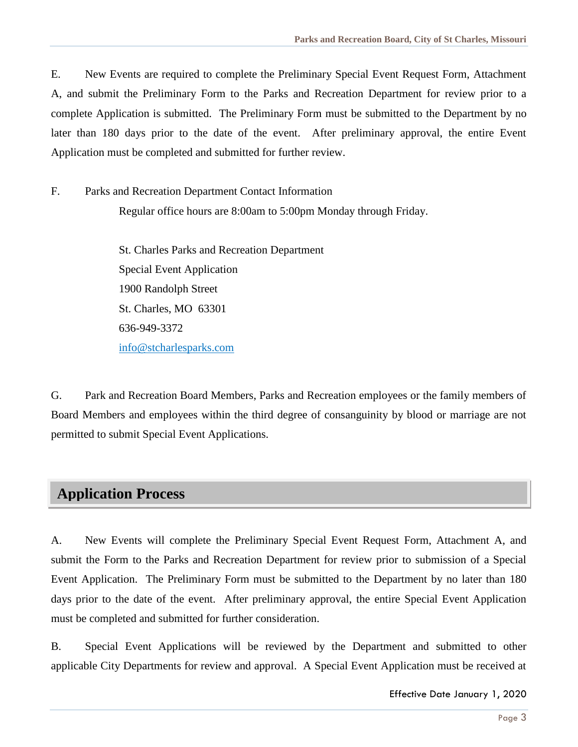E. New Events are required to complete the Preliminary Special Event Request Form, Attachment A, and submit the Preliminary Form to the Parks and Recreation Department for review prior to a complete Application is submitted. The Preliminary Form must be submitted to the Department by no later than 180 days prior to the date of the event. After preliminary approval, the entire Event Application must be completed and submitted for further review.

F. Parks and Recreation Department Contact Information

Regular office hours are 8:00am to 5:00pm Monday through Friday.

St. Charles Parks and Recreation Department
Special Event Application
1900 Randolph Street
St. Charles, MO 63301
636-949-3372
info@stcharlesparks.com

G. Park and Recreation Board Members, Parks and Recreation employees or the family members of Board Members and employees within the third degree of consanguinity by blood or marriage are not permitted to submit Special Event Applications.

## Application Process

A. New Events will complete the Preliminary Special Event Request Form, Attachment A, and submit the Form to the Parks and Recreation Department for review prior to submission of a Special Event Application. The Preliminary Form must be submitted to the Department by no later than 180 days prior to the date of the event. After preliminary approval, the entire Special Event Application must be completed and submitted for further consideration.

B. Special Event Applications will be reviewed by the Department and submitted to other applicable City Departments for review and approval. A Special Event Application must be received at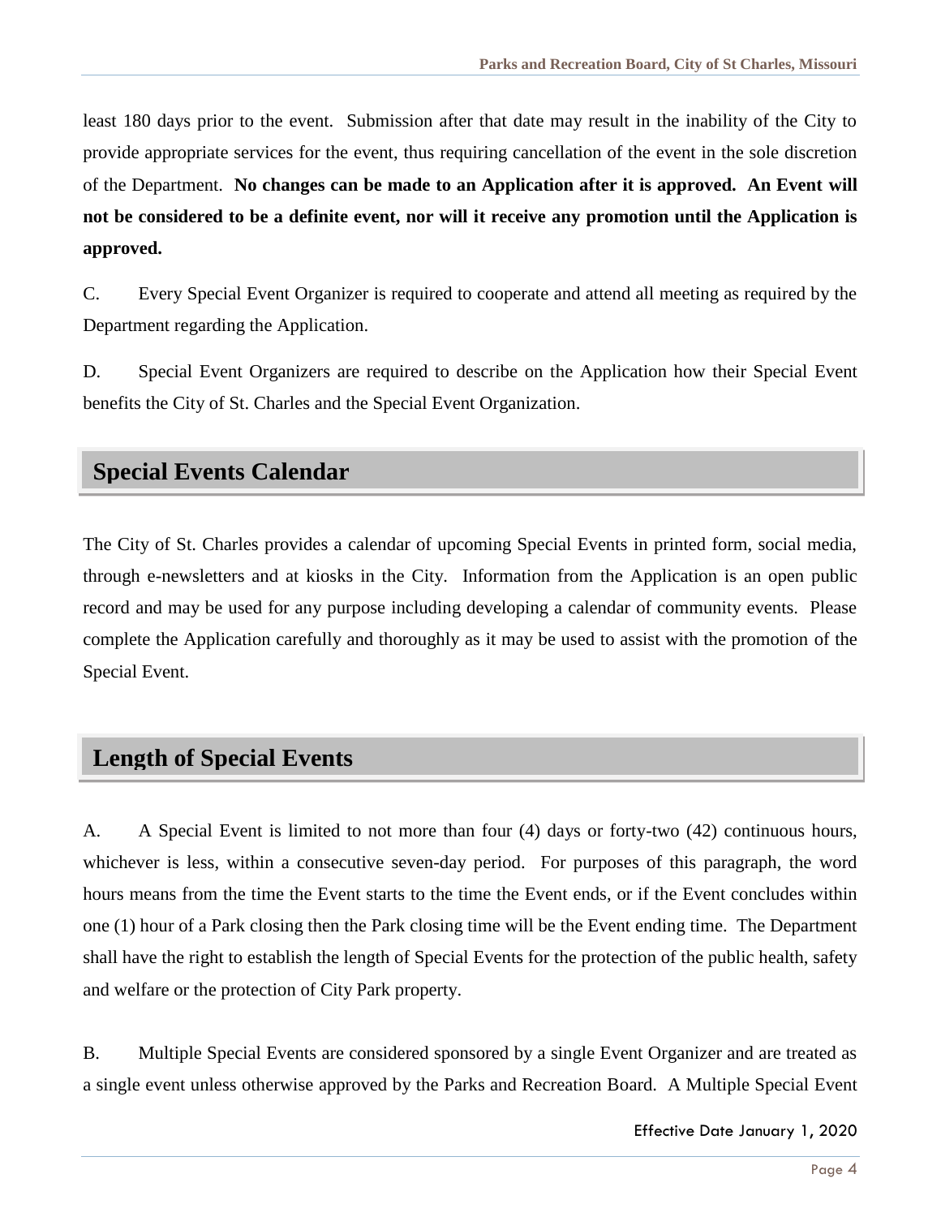least 180 days prior to the event. Submission after that date may result in the inability of the City to provide appropriate services for the event, thus requiring cancellation of the event in the sole discretion of the Department. **No changes can be made to an Application after it is approved. An Event will not be considered to be a definite event, nor will it receive any promotion until the Application is approved.**

C. Every Special Event Organizer is required to cooperate and attend all meeting as required by the Department regarding the Application.

D. Special Event Organizers are required to describe on the Application how their Special Event benefits the City of St. Charles and the Special Event Organization.

## Special Events Calendar

The City of St. Charles provides a calendar of upcoming Special Events in printed form, social media, through e-newsletters and at kiosks in the City. Information from the Application is an open public record and may be used for any purpose including developing a calendar of community events. Please complete the Application carefully and thoroughly as it may be used to assist with the promotion of the Special Event.

## Length of Special Events

A. A Special Event is limited to not more than four (4) days or forty-two (42) continuous hours, whichever is less, within a consecutive seven-day period. For purposes of this paragraph, the word hours means from the time the Event starts to the time the Event ends, or if the Event concludes within one (1) hour of a Park closing then the Park closing time will be the Event ending time. The Department shall have the right to establish the length of Special Events for the protection of the public health, safety and welfare or the protection of City Park property.

B. Multiple Special Events are considered sponsored by a single Event Organizer and are treated as a single event unless otherwise approved by the Parks and Recreation Board. A Multiple Special Event

Effective Date January 1, 2020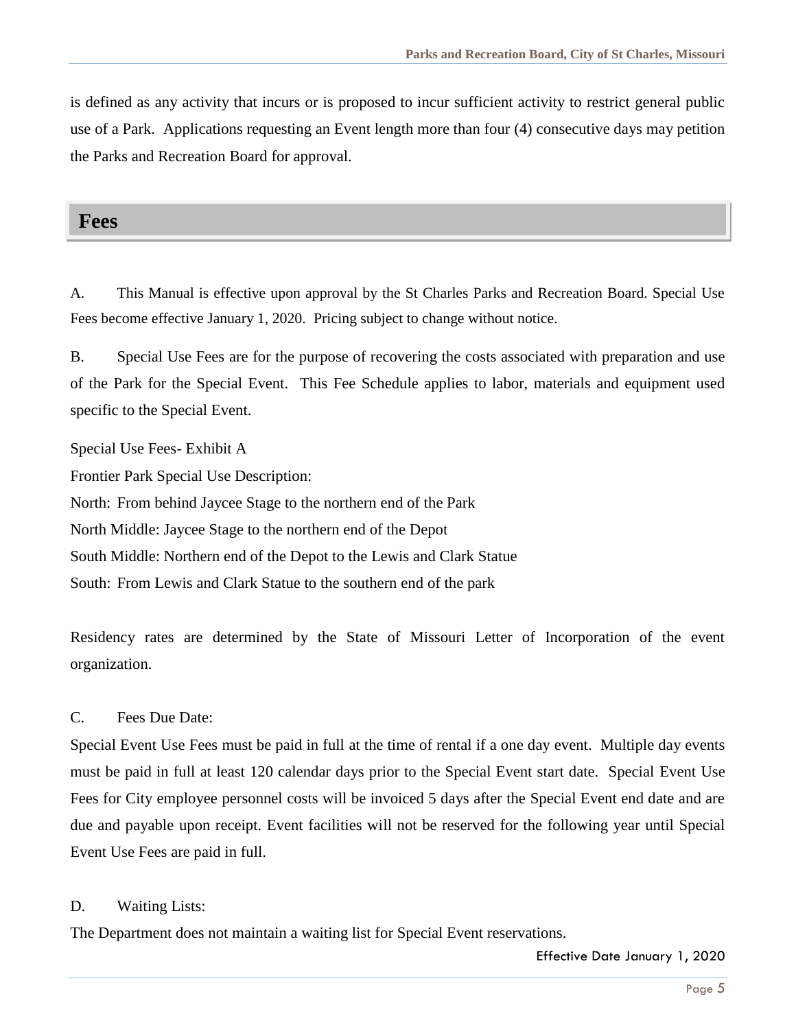is defined as any activity that incurs or is proposed to incur sufficient activity to restrict general public use of a Park. Applications requesting an Event length more than four (4) consecutive days may petition the Parks and Recreation Board for approval.

## Fees

A. This Manual is effective upon approval by the St Charles Parks and Recreation Board. Special Use Fees become effective January 1, 2020. Pricing subject to change without notice.

B. Special Use Fees are for the purpose of recovering the costs associated with preparation and use of the Park for the Special Event. This Fee Schedule applies to labor, materials and equipment used specific to the Special Event.

Special Use Fees- Exhibit A

Frontier Park Special Use Description:

North: From behind Jaycee Stage to the northern end of the Park

North Middle: Jaycee Stage to the northern end of the Depot

South Middle: Northern end of the Depot to the Lewis and Clark Statue

South: From Lewis and Clark Statue to the southern end of the park

Residency rates are determined by the State of Missouri Letter of Incorporation of the event organization.

C. Fees Due Date:

Special Event Use Fees must be paid in full at the time of rental if a one day event. Multiple day events must be paid in full at least 120 calendar days prior to the Special Event start date. Special Event Use Fees for City employee personnel costs will be invoiced 5 days after the Special Event end date and are due and payable upon receipt. Event facilities will not be reserved for the following year until Special Event Use Fees are paid in full.

D. Waiting Lists:

The Department does not maintain a waiting list for Special Event reservations.

Effective Date January 1, 2020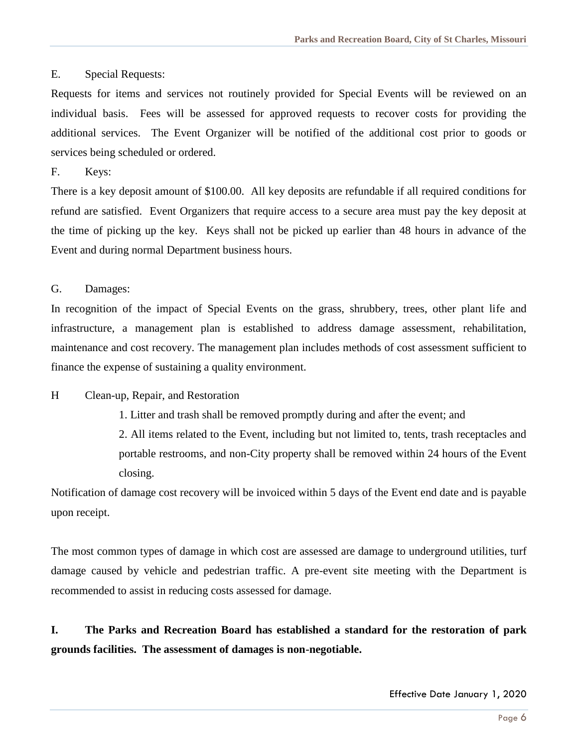E. Special Requests:

Requests for items and services not routinely provided for Special Events will be reviewed on an individual basis. Fees will be assessed for approved requests to recover costs for providing the additional services. The Event Organizer will be notified of the additional cost prior to goods or services being scheduled or ordered.

F. Keys:

There is a key deposit amount of $100.00. All key deposits are refundable if all required conditions for refund are satisfied. Event Organizers that require access to a secure area must pay the key deposit at the time of picking up the key. Keys shall not be picked up earlier than 48 hours in advance of the Event and during normal Department business hours.

G. Damages:

In recognition of the impact of Special Events on the grass, shrubbery, trees, other plant life and infrastructure, a management plan is established to address damage assessment, rehabilitation, maintenance and cost recovery. The management plan includes methods of cost assessment sufficient to finance the expense of sustaining a quality environment.

H Clean-up, Repair, and Restoration

1. Litter and trash shall be removed promptly during and after the event; and
2. All items related to the Event, including but not limited to, tents, trash receptacles and portable restrooms, and non-City property shall be removed within 24 hours of the Event closing.

Notification of damage cost recovery will be invoiced within 5 days of the Event end date and is payable upon receipt.

The most common types of damage in which cost are assessed are damage to underground utilities, turf damage caused by vehicle and pedestrian traffic. A pre-event site meeting with the Department is recommended to assist in reducing costs assessed for damage.

**I. The Parks and Recreation Board has established a standard for the restoration of park grounds facilities. The assessment of damages is non-negotiable.**

Effective Date January 1, 2020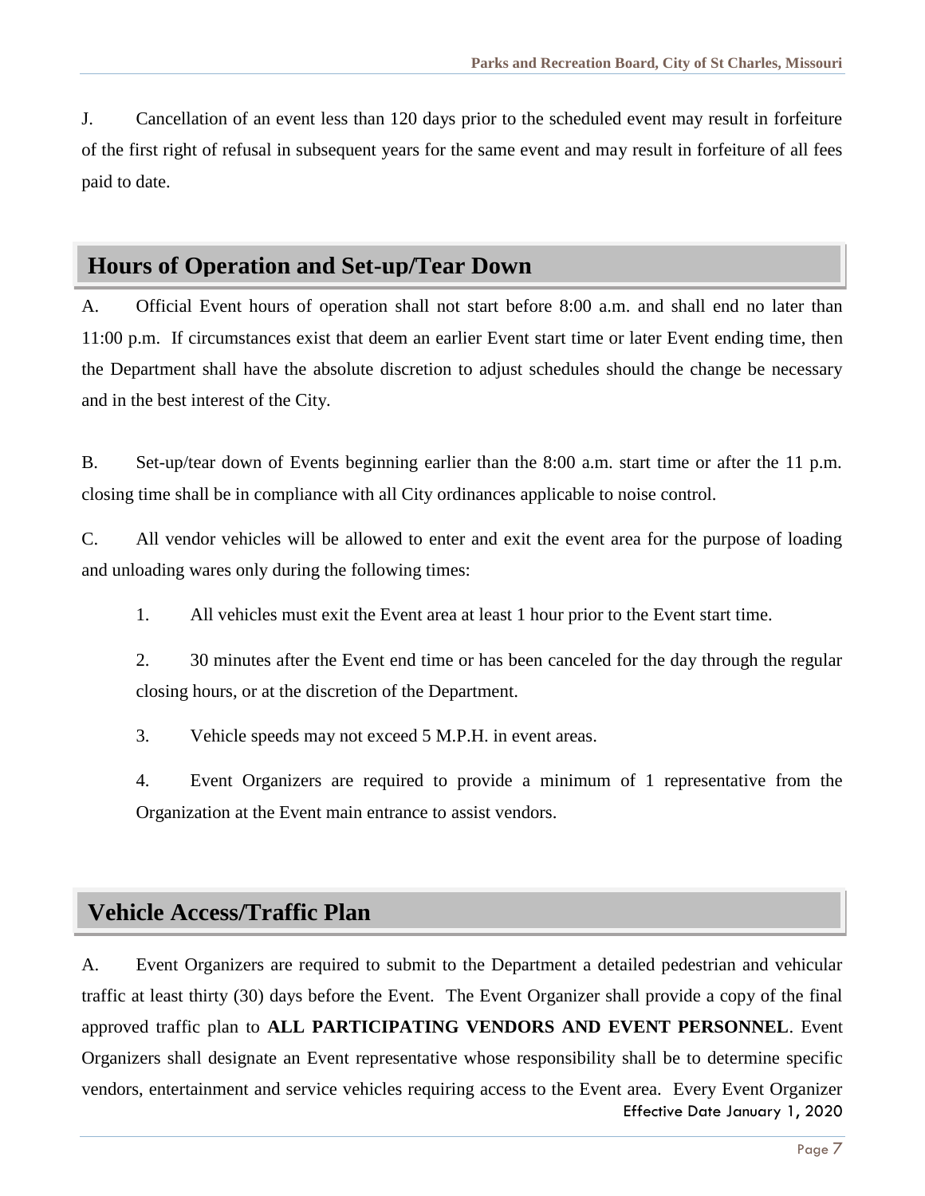J. Cancellation of an event less than 120 days prior to the scheduled event may result in forfeiture of the first right of refusal in subsequent years for the same event and may result in forfeiture of all fees paid to date.

## Hours of Operation and Set-up/Tear Down

A. Official Event hours of operation shall not start before 8:00 a.m. and shall end no later than 11:00 p.m. If circumstances exist that deem an earlier Event start time or later Event ending time, then the Department shall have the absolute discretion to adjust schedules should the change be necessary and in the best interest of the City.

B. Set-up/tear down of Events beginning earlier than the 8:00 a.m. start time or after the 11 p.m. closing time shall be in compliance with all City ordinances applicable to noise control.

C. All vendor vehicles will be allowed to enter and exit the event area for the purpose of loading and unloading wares only during the following times:

1. All vehicles must exit the Event area at least 1 hour prior to the Event start time.

2. 30 minutes after the Event end time or has been canceled for the day through the regular closing hours, or at the discretion of the Department.

3. Vehicle speeds may not exceed 5 M.P.H. in event areas.

4. Event Organizers are required to provide a minimum of 1 representative from the Organization at the Event main entrance to assist vendors.

## Vehicle Access/Traffic Plan

A. Event Organizers are required to submit to the Department a detailed pedestrian and vehicular traffic at least thirty (30) days before the Event. The Event Organizer shall provide a copy of the final approved traffic plan to **ALL PARTICIPATING VENDORS AND EVENT PERSONNEL**. Event Organizers shall designate an Event representative whose responsibility shall be to determine specific vendors, entertainment and service vehicles requiring access to the Event area. Every Event Organizer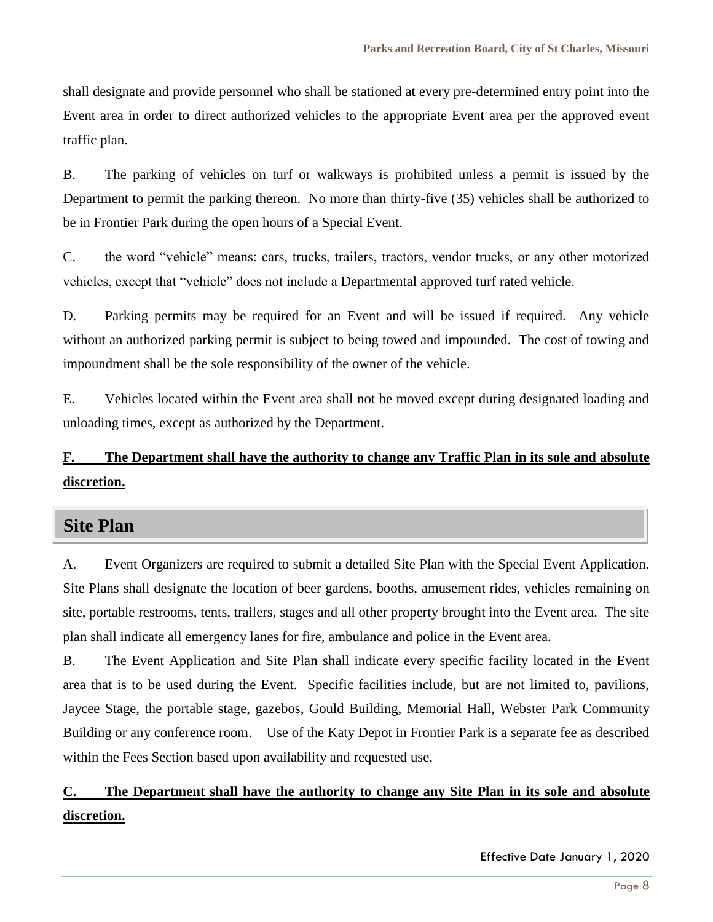shall designate and provide personnel who shall be stationed at every pre-determined entry point into the Event area in order to direct authorized vehicles to the appropriate Event area per the approved event traffic plan.

B. The parking of vehicles on turf or walkways is prohibited unless a permit is issued by the Department to permit the parking thereon. No more than thirty-five (35) vehicles shall be authorized to be in Frontier Park during the open hours of a Special Event.

C. the word "vehicle" means: cars, trucks, trailers, tractors, vendor trucks, or any other motorized vehicles, except that "vehicle" does not include a Departmental approved turf rated vehicle.

D. Parking permits may be required for an Event and will be issued if required. Any vehicle without an authorized parking permit is subject to being towed and impounded. The cost of towing and impoundment shall be the sole responsibility of the owner of the vehicle.

E. Vehicles located within the Event area shall not be moved except during designated loading and unloading times, except as authorized by the Department.

**F. The Department shall have the authority to change any Traffic Plan in its sole and absolute discretion.**

## Site Plan

A. Event Organizers are required to submit a detailed Site Plan with the Special Event Application. Site Plans shall designate the location of beer gardens, booths, amusement rides, vehicles remaining on site, portable restrooms, tents, trailers, stages and all other property brought into the Event area. The site plan shall indicate all emergency lanes for fire, ambulance and police in the Event area.

B. The Event Application and Site Plan shall indicate every specific facility located in the Event area that is to be used during the Event. Specific facilities include, but are not limited to, pavilions, Jaycee Stage, the portable stage, gazebos, Gould Building, Memorial Hall, Webster Park Community Building or any conference room. Use of the Katy Depot in Frontier Park is a separate fee as described within the Fees Section based upon availability and requested use.

**C. The Department shall have the authority to change any Site Plan in its sole and absolute discretion.**

Effective Date January 1, 2020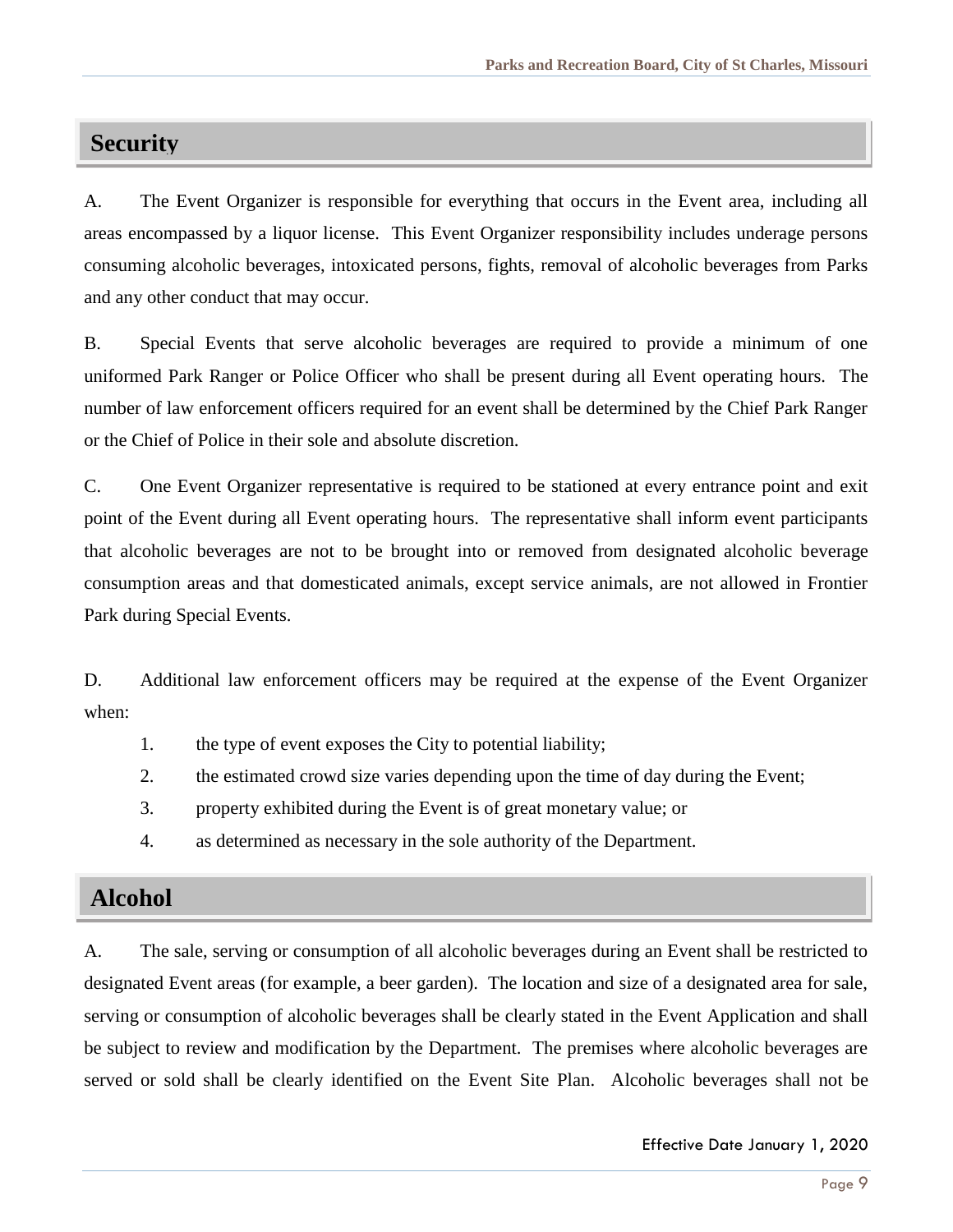## Security

A. The Event Organizer is responsible for everything that occurs in the Event area, including all areas encompassed by a liquor license. This Event Organizer responsibility includes underage persons consuming alcoholic beverages, intoxicated persons, fights, removal of alcoholic beverages from Parks and any other conduct that may occur.

B. Special Events that serve alcoholic beverages are required to provide a minimum of one uniformed Park Ranger or Police Officer who shall be present during all Event operating hours. The number of law enforcement officers required for an event shall be determined by the Chief Park Ranger or the Chief of Police in their sole and absolute discretion.

C. One Event Organizer representative is required to be stationed at every entrance point and exit point of the Event during all Event operating hours. The representative shall inform event participants that alcoholic beverages are not to be brought into or removed from designated alcoholic beverage consumption areas and that domesticated animals, except service animals, are not allowed in Frontier Park during Special Events.

D. Additional law enforcement officers may be required at the expense of the Event Organizer when:

1. the type of event exposes the City to potential liability;
2. the estimated crowd size varies depending upon the time of day during the Event;
3. property exhibited during the Event is of great monetary value; or
4. as determined as necessary in the sole authority of the Department.

## Alcohol

A. The sale, serving or consumption of all alcoholic beverages during an Event shall be restricted to designated Event areas (for example, a beer garden). The location and size of a designated area for sale, serving or consumption of alcoholic beverages shall be clearly stated in the Event Application and shall be subject to review and modification by the Department. The premises where alcoholic beverages are served or sold shall be clearly identified on the Event Site Plan. Alcoholic beverages shall not be

Effective Date January 1, 2020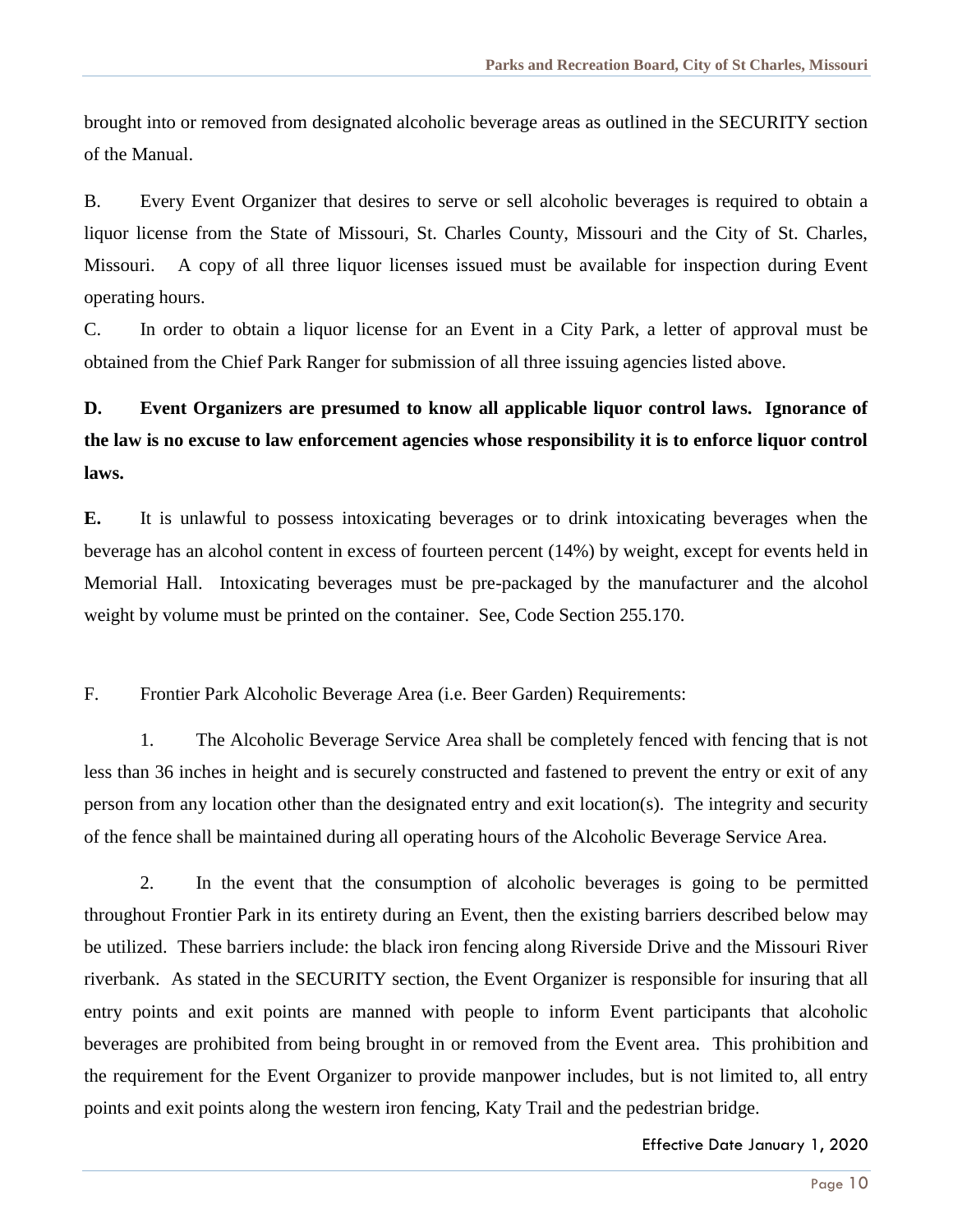brought into or removed from designated alcoholic beverage areas as outlined in the SECURITY section of the Manual.

B. Every Event Organizer that desires to serve or sell alcoholic beverages is required to obtain a liquor license from the State of Missouri, St. Charles County, Missouri and the City of St. Charles, Missouri. A copy of all three liquor licenses issued must be available for inspection during Event operating hours.

C. In order to obtain a liquor license for an Event in a City Park, a letter of approval must be obtained from the Chief Park Ranger for submission of all three issuing agencies listed above.

**D. Event Organizers are presumed to know all applicable liquor control laws. Ignorance of the law is no excuse to law enforcement agencies whose responsibility it is to enforce liquor control laws.**

**E.** It is unlawful to possess intoxicating beverages or to drink intoxicating beverages when the beverage has an alcohol content in excess of fourteen percent (14%) by weight, except for events held in Memorial Hall. Intoxicating beverages must be pre-packaged by the manufacturer and the alcohol weight by volume must be printed on the container. See, Code Section 255.170.

F. Frontier Park Alcoholic Beverage Area (i.e. Beer Garden) Requirements:

1. The Alcoholic Beverage Service Area shall be completely fenced with fencing that is not less than 36 inches in height and is securely constructed and fastened to prevent the entry or exit of any person from any location other than the designated entry and exit location(s). The integrity and security of the fence shall be maintained during all operating hours of the Alcoholic Beverage Service Area.

2. In the event that the consumption of alcoholic beverages is going to be permitted throughout Frontier Park in its entirety during an Event, then the existing barriers described below may be utilized. These barriers include: the black iron fencing along Riverside Drive and the Missouri River riverbank. As stated in the SECURITY section, the Event Organizer is responsible for insuring that all entry points and exit points are manned with people to inform Event participants that alcoholic beverages are prohibited from being brought in or removed from the Event area. This prohibition and the requirement for the Event Organizer to provide manpower includes, but is not limited to, all entry points and exit points along the western iron fencing, Katy Trail and the pedestrian bridge.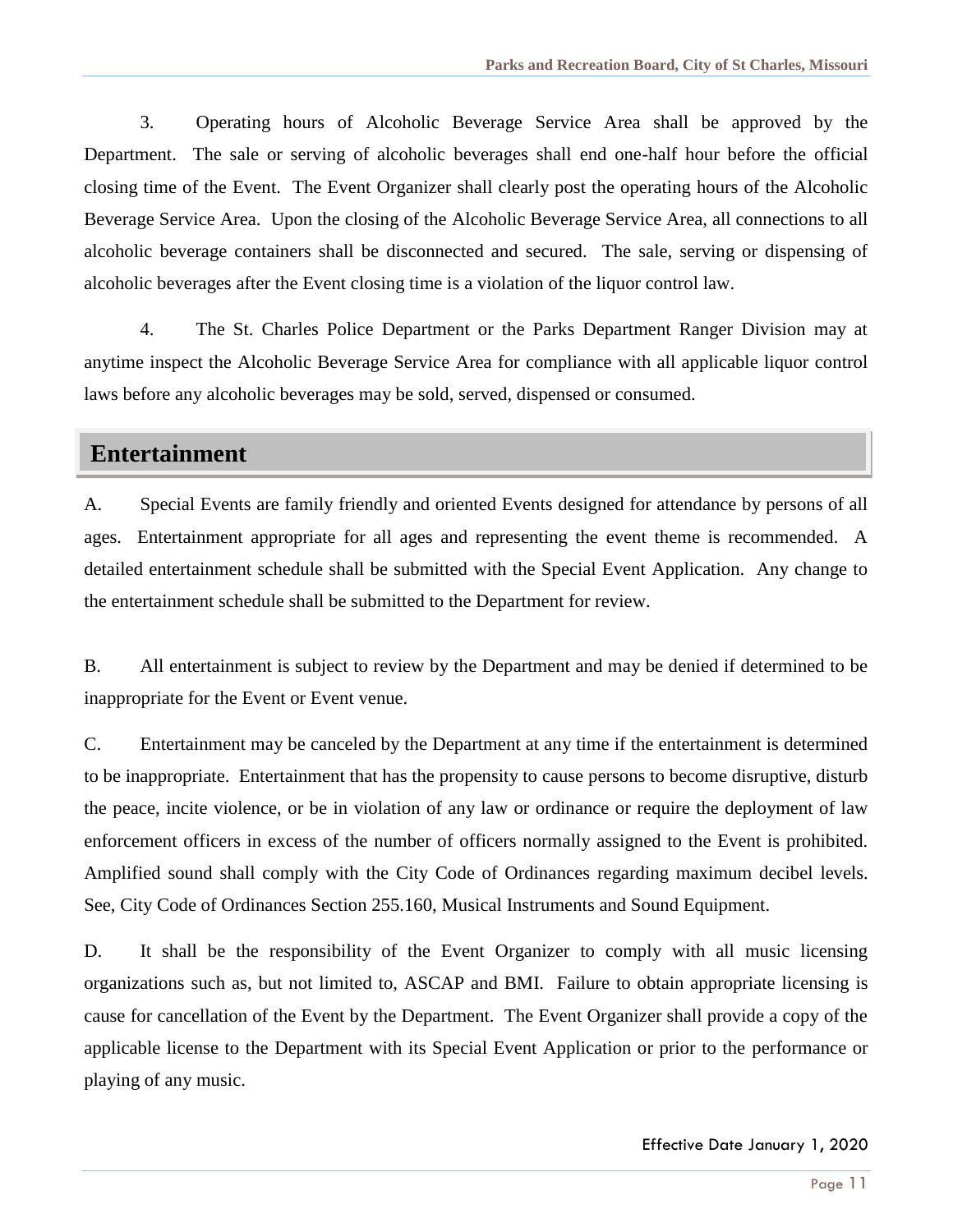3. Operating hours of Alcoholic Beverage Service Area shall be approved by the Department. The sale or serving of alcoholic beverages shall end one-half hour before the official closing time of the Event. The Event Organizer shall clearly post the operating hours of the Alcoholic Beverage Service Area. Upon the closing of the Alcoholic Beverage Service Area, all connections to all alcoholic beverage containers shall be disconnected and secured. The sale, serving or dispensing of alcoholic beverages after the Event closing time is a violation of the liquor control law.

4. The St. Charles Police Department or the Parks Department Ranger Division may at anytime inspect the Alcoholic Beverage Service Area for compliance with all applicable liquor control laws before any alcoholic beverages may be sold, served, dispensed or consumed.

## Entertainment

A. Special Events are family friendly and oriented Events designed for attendance by persons of all ages. Entertainment appropriate for all ages and representing the event theme is recommended. A detailed entertainment schedule shall be submitted with the Special Event Application. Any change to the entertainment schedule shall be submitted to the Department for review.

B. All entertainment is subject to review by the Department and may be denied if determined to be inappropriate for the Event or Event venue.

C. Entertainment may be canceled by the Department at any time if the entertainment is determined to be inappropriate. Entertainment that has the propensity to cause persons to become disruptive, disturb the peace, incite violence, or be in violation of any law or ordinance or require the deployment of law enforcement officers in excess of the number of officers normally assigned to the Event is prohibited. Amplified sound shall comply with the City Code of Ordinances regarding maximum decibel levels. See, City Code of Ordinances Section 255.160, Musical Instruments and Sound Equipment.

D. It shall be the responsibility of the Event Organizer to comply with all music licensing organizations such as, but not limited to, ASCAP and BMI. Failure to obtain appropriate licensing is cause for cancellation of the Event by the Department. The Event Organizer shall provide a copy of the applicable license to the Department with its Special Event Application or prior to the performance or playing of any music.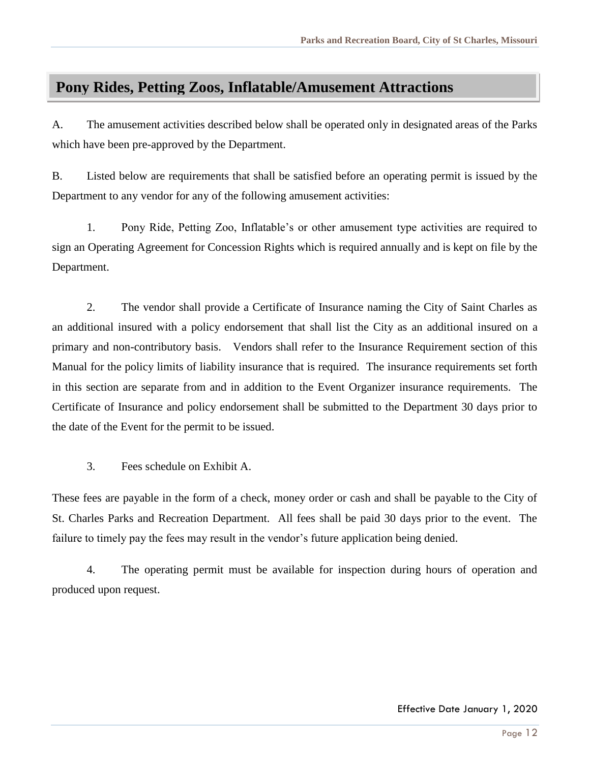## Pony Rides, Petting Zoos, Inflatable/Amusement Attractions

A. The amusement activities described below shall be operated only in designated areas of the Parks which have been pre-approved by the Department.

B. Listed below are requirements that shall be satisfied before an operating permit is issued by the Department to any vendor for any of the following amusement activities:

1. Pony Ride, Petting Zoo, Inflatable's or other amusement type activities are required to sign an Operating Agreement for Concession Rights which is required annually and is kept on file by the Department.

2. The vendor shall provide a Certificate of Insurance naming the City of Saint Charles as an additional insured with a policy endorsement that shall list the City as an additional insured on a primary and non-contributory basis. Vendors shall refer to the Insurance Requirement section of this Manual for the policy limits of liability insurance that is required. The insurance requirements set forth in this section are separate from and in addition to the Event Organizer insurance requirements. The Certificate of Insurance and policy endorsement shall be submitted to the Department 30 days prior to the date of the Event for the permit to be issued.

3. Fees schedule on Exhibit A.

These fees are payable in the form of a check, money order or cash and shall be payable to the City of St. Charles Parks and Recreation Department. All fees shall be paid 30 days prior to the event. The failure to timely pay the fees may result in the vendor's future application being denied.

4. The operating permit must be available for inspection during hours of operation and produced upon request.

Effective Date January 1, 2020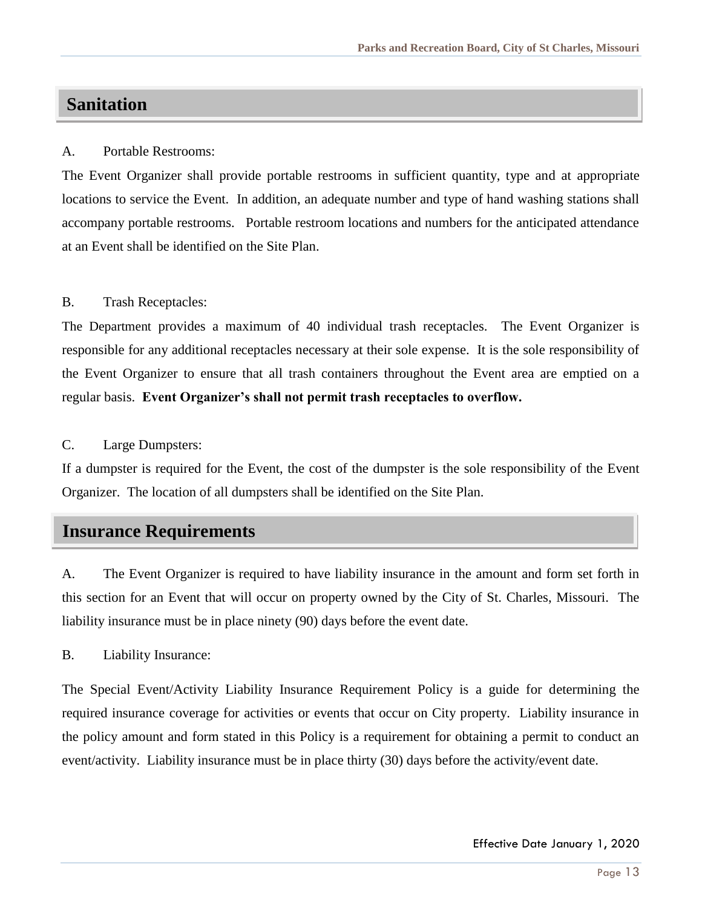## Sanitation

A. Portable Restrooms:

The Event Organizer shall provide portable restrooms in sufficient quantity, type and at appropriate locations to service the Event. In addition, an adequate number and type of hand washing stations shall accompany portable restrooms. Portable restroom locations and numbers for the anticipated attendance at an Event shall be identified on the Site Plan.

B. Trash Receptacles:

The Department provides a maximum of 40 individual trash receptacles. The Event Organizer is responsible for any additional receptacles necessary at their sole expense. It is the sole responsibility of the Event Organizer to ensure that all trash containers throughout the Event area are emptied on a regular basis. **Event Organizer's shall not permit trash receptacles to overflow.**

C. Large Dumpsters:

If a dumpster is required for the Event, the cost of the dumpster is the sole responsibility of the Event Organizer. The location of all dumpsters shall be identified on the Site Plan.

## Insurance Requirements

A. The Event Organizer is required to have liability insurance in the amount and form set forth in this section for an Event that will occur on property owned by the City of St. Charles, Missouri. The liability insurance must be in place ninety (90) days before the event date.

B. Liability Insurance:

The Special Event/Activity Liability Insurance Requirement Policy is a guide for determining the required insurance coverage for activities or events that occur on City property. Liability insurance in the policy amount and form stated in this Policy is a requirement for obtaining a permit to conduct an event/activity. Liability insurance must be in place thirty (30) days before the activity/event date.

Effective Date January 1, 2020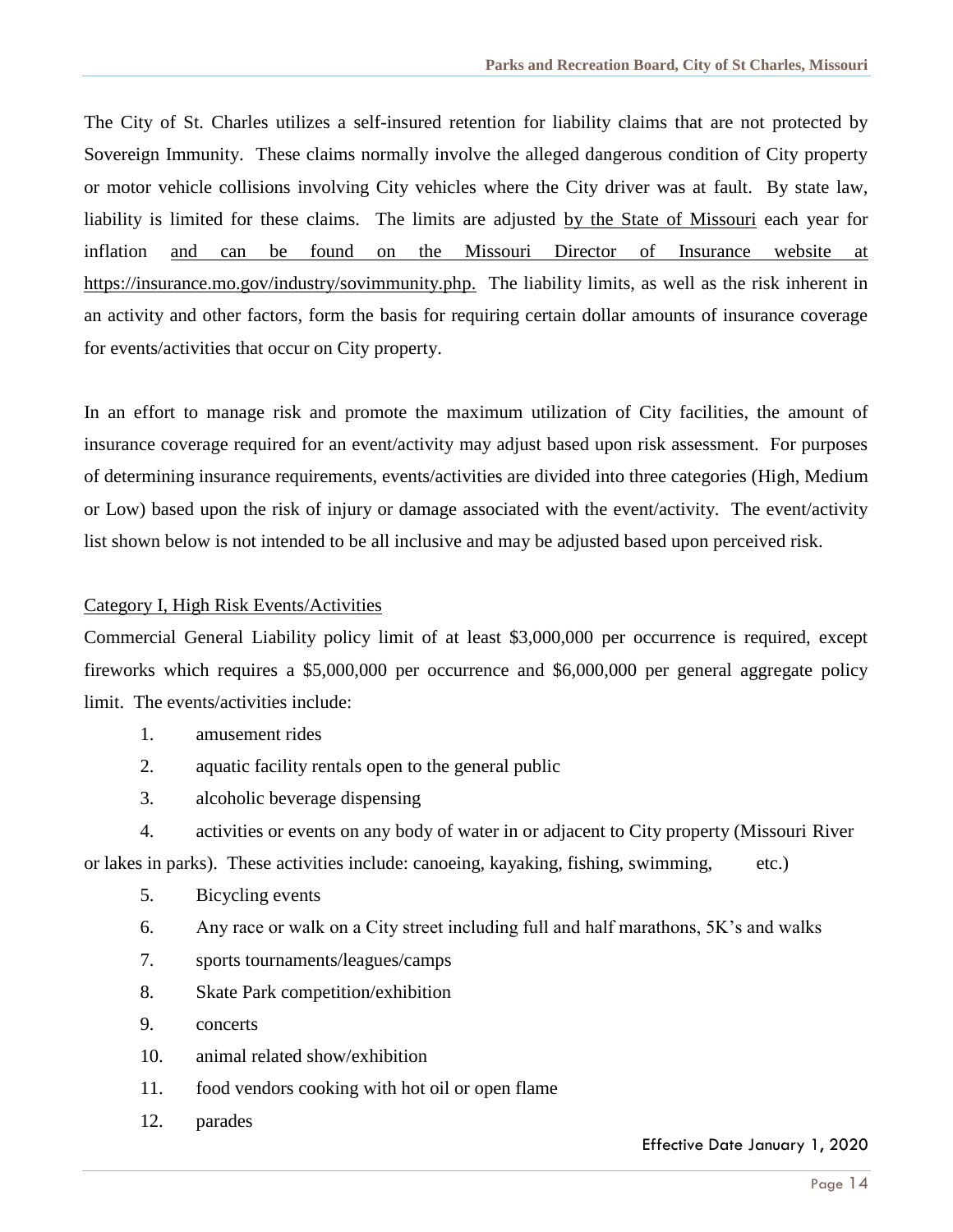The City of St. Charles utilizes a self-insured retention for liability claims that are not protected by Sovereign Immunity. These claims normally involve the alleged dangerous condition of City property or motor vehicle collisions involving City vehicles where the City driver was at fault. By state law, liability is limited for these claims. The limits are adjusted by the State of Missouri each year for inflation and can be found on the Missouri Director of Insurance website at https://insurance.mo.gov/industry/sovimmunity.php. The liability limits, as well as the risk inherent in an activity and other factors, form the basis for requiring certain dollar amounts of insurance coverage for events/activities that occur on City property.

In an effort to manage risk and promote the maximum utilization of City facilities, the amount of insurance coverage required for an event/activity may adjust based upon risk assessment. For purposes of determining insurance requirements, events/activities are divided into three categories (High, Medium or Low) based upon the risk of injury or damage associated with the event/activity. The event/activity list shown below is not intended to be all inclusive and may be adjusted based upon perceived risk.

Category I, High Risk Events/Activities

Commercial General Liability policy limit of at least $3,000,000 per occurrence is required, except fireworks which requires a $5,000,000 per occurrence and $6,000,000 per general aggregate policy limit. The events/activities include:

1. amusement rides
2. aquatic facility rentals open to the general public
3. alcoholic beverage dispensing
4. activities or events on any body of water in or adjacent to City property (Missouri River or lakes in parks). These activities include: canoeing, kayaking, fishing, swimming, etc.)
5. Bicycling events
6. Any race or walk on a City street including full and half marathons, 5K's and walks
7. sports tournaments/leagues/camps
8. Skate Park competition/exhibition
9. concerts
10. animal related show/exhibition
11. food vendors cooking with hot oil or open flame
12. parades

Effective Date January 1, 2020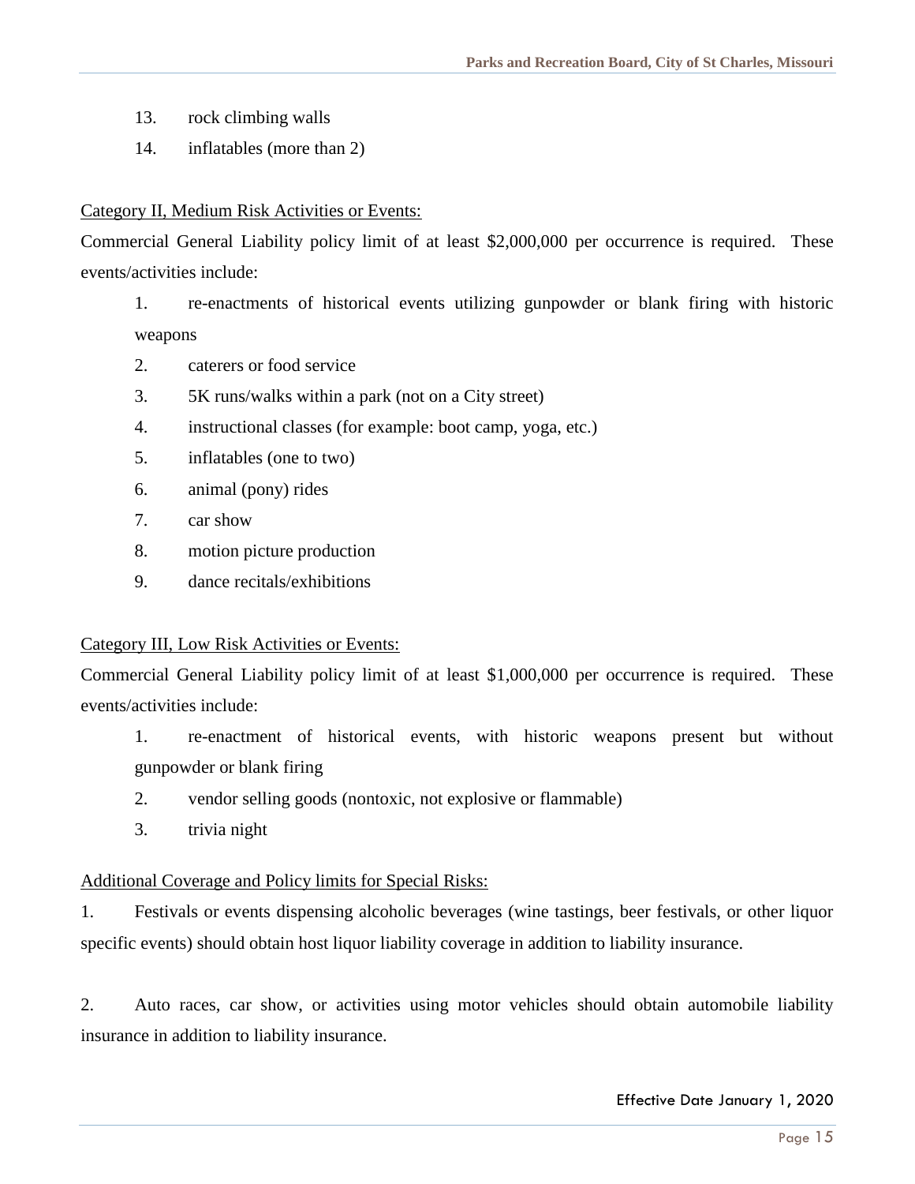13. rock climbing walls
14. inflatables (more than 2)

Category II, Medium Risk Activities or Events:

Commercial General Liability policy limit of at least $2,000,000 per occurrence is required. These events/activities include:

1. re-enactments of historical events utilizing gunpowder or blank firing with historic weapons
2. caterers or food service
3. 5K runs/walks within a park (not on a City street)
4. instructional classes (for example: boot camp, yoga, etc.)
5. inflatables (one to two)
6. animal (pony) rides
7. car show
8. motion picture production
9. dance recitals/exhibitions

Category III, Low Risk Activities or Events:

Commercial General Liability policy limit of at least $1,000,000 per occurrence is required. These events/activities include:

1. re-enactment of historical events, with historic weapons present but without gunpowder or blank firing
2. vendor selling goods (nontoxic, not explosive or flammable)
3. trivia night

Additional Coverage and Policy limits for Special Risks:

1. Festivals or events dispensing alcoholic beverages (wine tastings, beer festivals, or other liquor specific events) should obtain host liquor liability coverage in addition to liability insurance.

2. Auto races, car show, or activities using motor vehicles should obtain automobile liability insurance in addition to liability insurance.

Effective Date January 1, 2020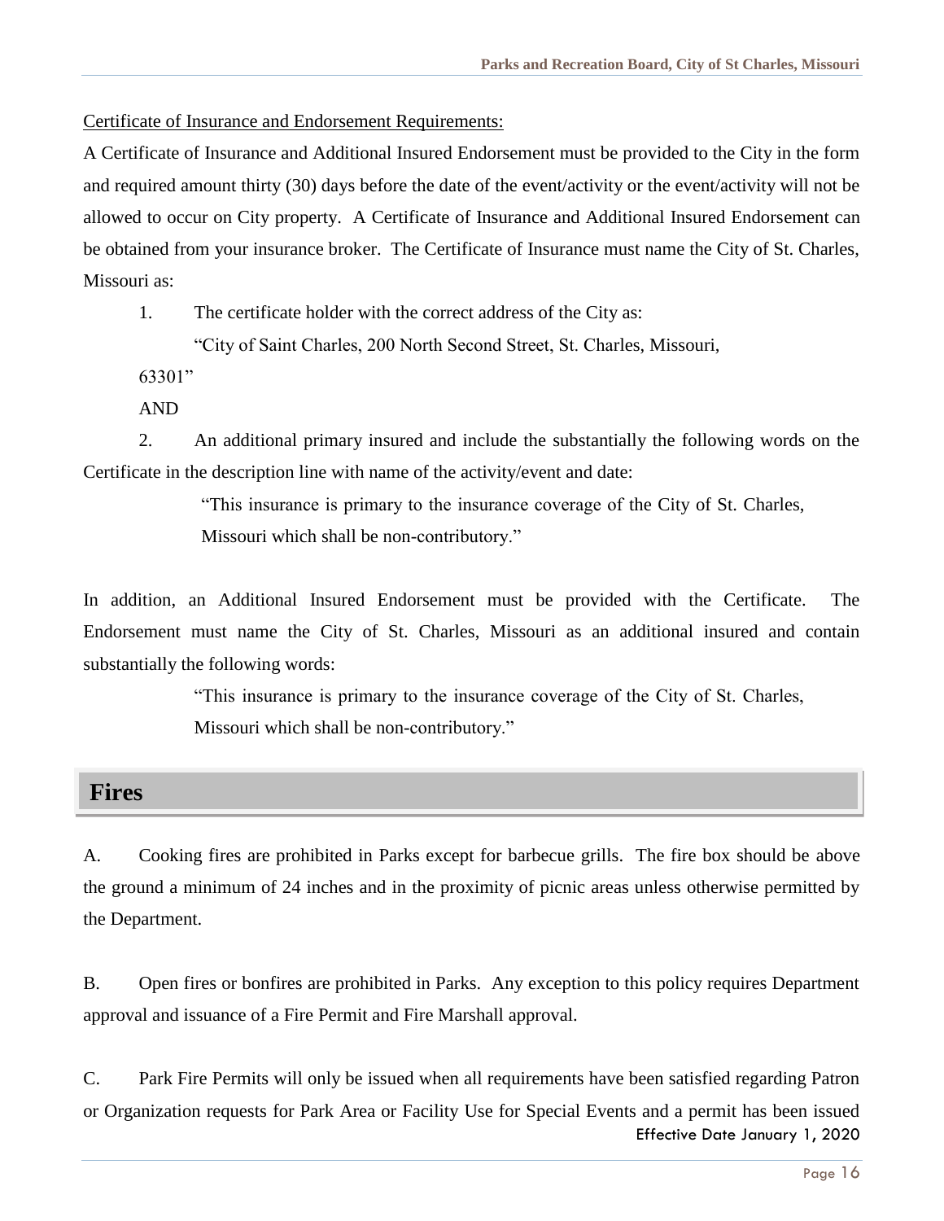Certificate of Insurance and Endorsement Requirements:

A Certificate of Insurance and Additional Insured Endorsement must be provided to the City in the form and required amount thirty (30) days before the date of the event/activity or the event/activity will not be allowed to occur on City property. A Certificate of Insurance and Additional Insured Endorsement can be obtained from your insurance broker. The Certificate of Insurance must name the City of St. Charles, Missouri as:

1. The certificate holder with the correct address of the City as:

   "City of Saint Charles, 200 North Second Street, St. Charles, Missouri, 63301"

AND

2. An additional primary insured and include the substantially the following words on the Certificate in the description line with name of the activity/event and date:

   "This insurance is primary to the insurance coverage of the City of St. Charles, Missouri which shall be non-contributory."

In addition, an Additional Insured Endorsement must be provided with the Certificate. The Endorsement must name the City of St. Charles, Missouri as an additional insured and contain substantially the following words:

   "This insurance is primary to the insurance coverage of the City of St. Charles, Missouri which shall be non-contributory."

## Fires

A. Cooking fires are prohibited in Parks except for barbecue grills. The fire box should be above the ground a minimum of 24 inches and in the proximity of picnic areas unless otherwise permitted by the Department.

B. Open fires or bonfires are prohibited in Parks. Any exception to this policy requires Department approval and issuance of a Fire Permit and Fire Marshall approval.

C. Park Fire Permits will only be issued when all requirements have been satisfied regarding Patron or Organization requests for Park Area or Facility Use for Special Events and a permit has been issued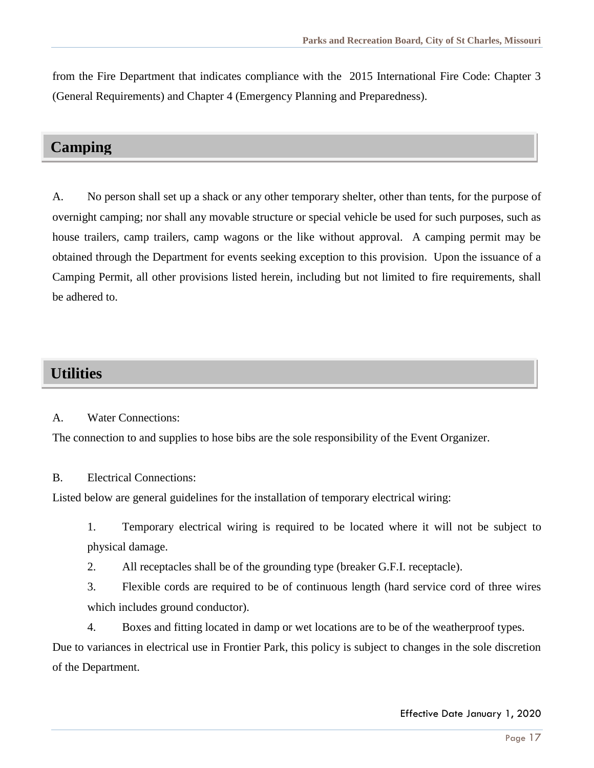from the Fire Department that indicates compliance with the 2015 International Fire Code: Chapter 3 (General Requirements) and Chapter 4 (Emergency Planning and Preparedness).

## Camping

A. No person shall set up a shack or any other temporary shelter, other than tents, for the purpose of overnight camping; nor shall any movable structure or special vehicle be used for such purposes, such as house trailers, camp trailers, camp wagons or the like without approval. A camping permit may be obtained through the Department for events seeking exception to this provision. Upon the issuance of a Camping Permit, all other provisions listed herein, including but not limited to fire requirements, shall be adhered to.

## Utilities

A. Water Connections:

The connection to and supplies to hose bibs are the sole responsibility of the Event Organizer.

B. Electrical Connections:

Listed below are general guidelines for the installation of temporary electrical wiring:

1. Temporary electrical wiring is required to be located where it will not be subject to physical damage.
2. All receptacles shall be of the grounding type (breaker G.F.I. receptacle).
3. Flexible cords are required to be of continuous length (hard service cord of three wires which includes ground conductor).
4. Boxes and fitting located in damp or wet locations are to be of the weatherproof types.

Due to variances in electrical use in Frontier Park, this policy is subject to changes in the sole discretion of the Department.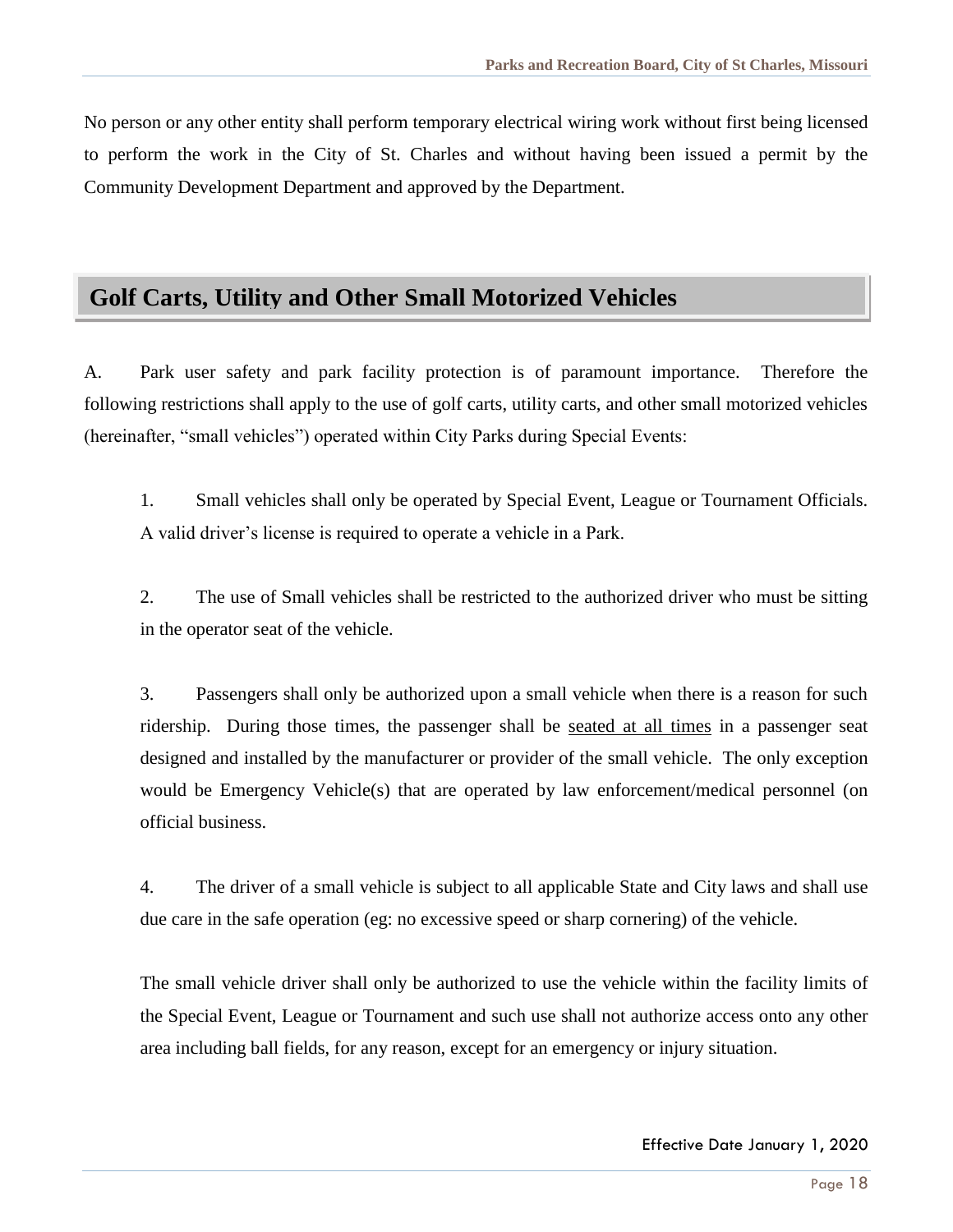No person or any other entity shall perform temporary electrical wiring work without first being licensed to perform the work in the City of St. Charles and without having been issued a permit by the Community Development Department and approved by the Department.

## Golf Carts, Utility and Other Small Motorized Vehicles

A. Park user safety and park facility protection is of paramount importance. Therefore the following restrictions shall apply to the use of golf carts, utility carts, and other small motorized vehicles (hereinafter, "small vehicles") operated within City Parks during Special Events:

1. Small vehicles shall only be operated by Special Event, League or Tournament Officials. A valid driver's license is required to operate a vehicle in a Park.

2. The use of Small vehicles shall be restricted to the authorized driver who must be sitting in the operator seat of the vehicle.

3. Passengers shall only be authorized upon a small vehicle when there is a reason for such ridership. During those times, the passenger shall be <u>seated at all times</u> in a passenger seat designed and installed by the manufacturer or provider of the small vehicle. The only exception would be Emergency Vehicle(s) that are operated by law enforcement/medical personnel (on official business.

4. The driver of a small vehicle is subject to all applicable State and City laws and shall use due care in the safe operation (eg: no excessive speed or sharp cornering) of the vehicle.

   The small vehicle driver shall only be authorized to use the vehicle within the facility limits of the Special Event, League or Tournament and such use shall not authorize access onto any other area including ball fields, for any reason, except for an emergency or injury situation.

Effective Date January 1, 2020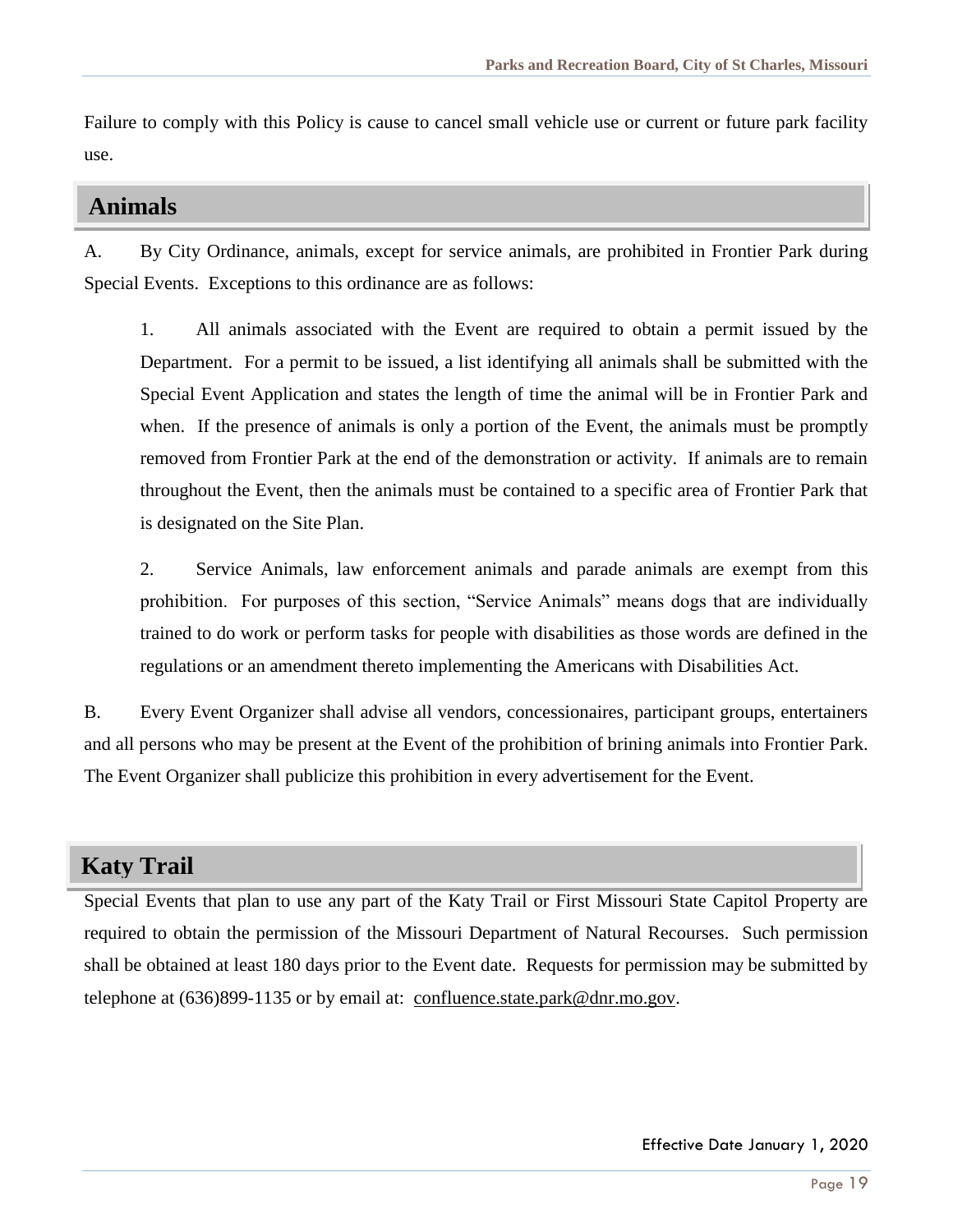Failure to comply with this Policy is cause to cancel small vehicle use or current or future park facility use.

## Animals

A. By City Ordinance, animals, except for service animals, are prohibited in Frontier Park during Special Events. Exceptions to this ordinance are as follows:

1. All animals associated with the Event are required to obtain a permit issued by the Department. For a permit to be issued, a list identifying all animals shall be submitted with the Special Event Application and states the length of time the animal will be in Frontier Park and when. If the presence of animals is only a portion of the Event, the animals must be promptly removed from Frontier Park at the end of the demonstration or activity. If animals are to remain throughout the Event, then the animals must be contained to a specific area of Frontier Park that is designated on the Site Plan.

2. Service Animals, law enforcement animals and parade animals are exempt from this prohibition. For purposes of this section, "Service Animals" means dogs that are individually trained to do work or perform tasks for people with disabilities as those words are defined in the regulations or an amendment thereto implementing the Americans with Disabilities Act.

B. Every Event Organizer shall advise all vendors, concessionaires, participant groups, entertainers and all persons who may be present at the Event of the prohibition of brining animals into Frontier Park. The Event Organizer shall publicize this prohibition in every advertisement for the Event.

## Katy Trail

Special Events that plan to use any part of the Katy Trail or First Missouri State Capitol Property are required to obtain the permission of the Missouri Department of Natural Recourses. Such permission shall be obtained at least 180 days prior to the Event date. Requests for permission may be submitted by telephone at (636)899-1135 or by email at: confluence.state.park@dnr.mo.gov.

Effective Date January 1, 2020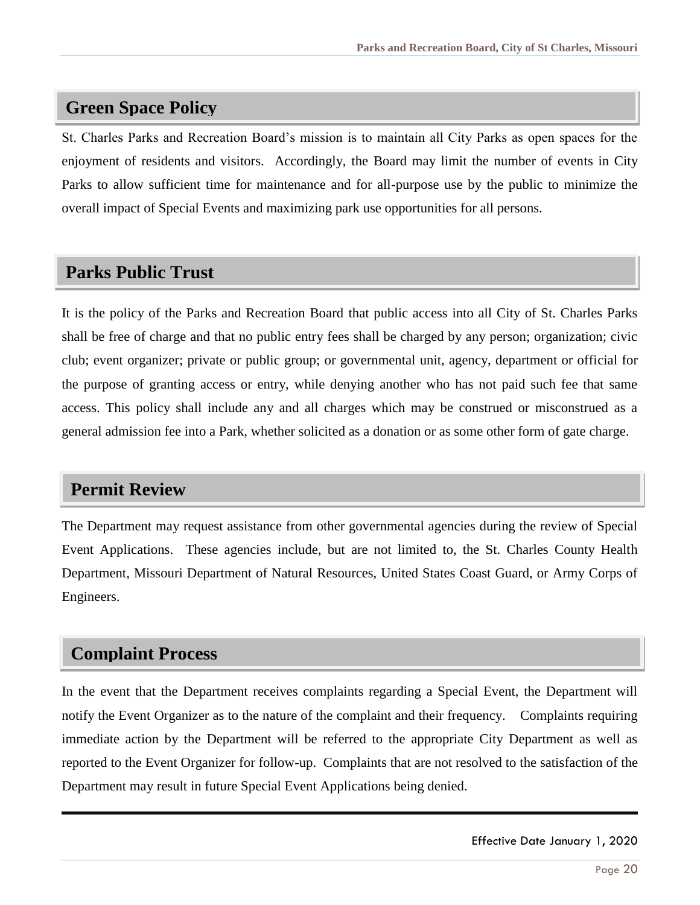## Green Space Policy

St. Charles Parks and Recreation Board's mission is to maintain all City Parks as open spaces for the enjoyment of residents and visitors. Accordingly, the Board may limit the number of events in City Parks to allow sufficient time for maintenance and for all-purpose use by the public to minimize the overall impact of Special Events and maximizing park use opportunities for all persons.

## Parks Public Trust

It is the policy of the Parks and Recreation Board that public access into all City of St. Charles Parks shall be free of charge and that no public entry fees shall be charged by any person; organization; civic club; event organizer; private or public group; or governmental unit, agency, department or official for the purpose of granting access or entry, while denying another who has not paid such fee that same access. This policy shall include any and all charges which may be construed or misconstrued as a general admission fee into a Park, whether solicited as a donation or as some other form of gate charge.

## Permit Review

The Department may request assistance from other governmental agencies during the review of Special Event Applications. These agencies include, but are not limited to, the St. Charles County Health Department, Missouri Department of Natural Resources, United States Coast Guard, or Army Corps of Engineers.

## Complaint Process

In the event that the Department receives complaints regarding a Special Event, the Department will notify the Event Organizer as to the nature of the complaint and their frequency. Complaints requiring immediate action by the Department will be referred to the appropriate City Department as well as reported to the Event Organizer for follow-up. Complaints that are not resolved to the satisfaction of the Department may result in future Special Event Applications being denied.

Effective Date January 1, 2020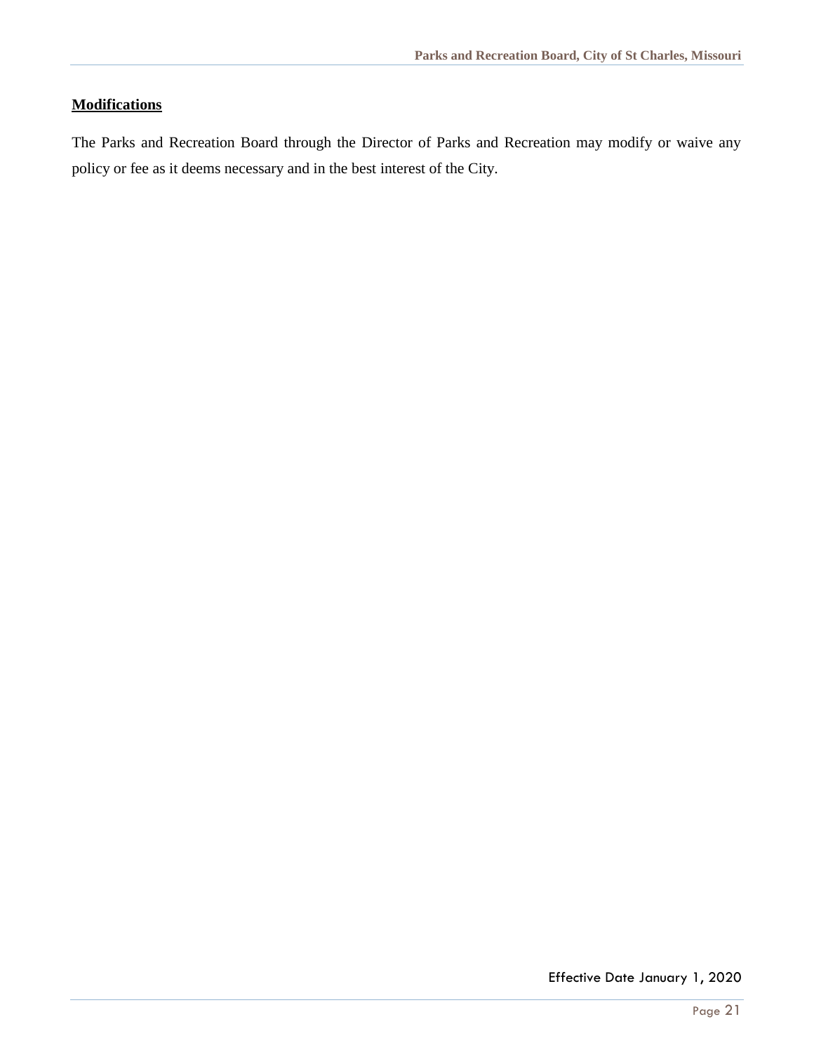## Modifications

The Parks and Recreation Board through the Director of Parks and Recreation may modify or waive any policy or fee as it deems necessary and in the best interest of the City.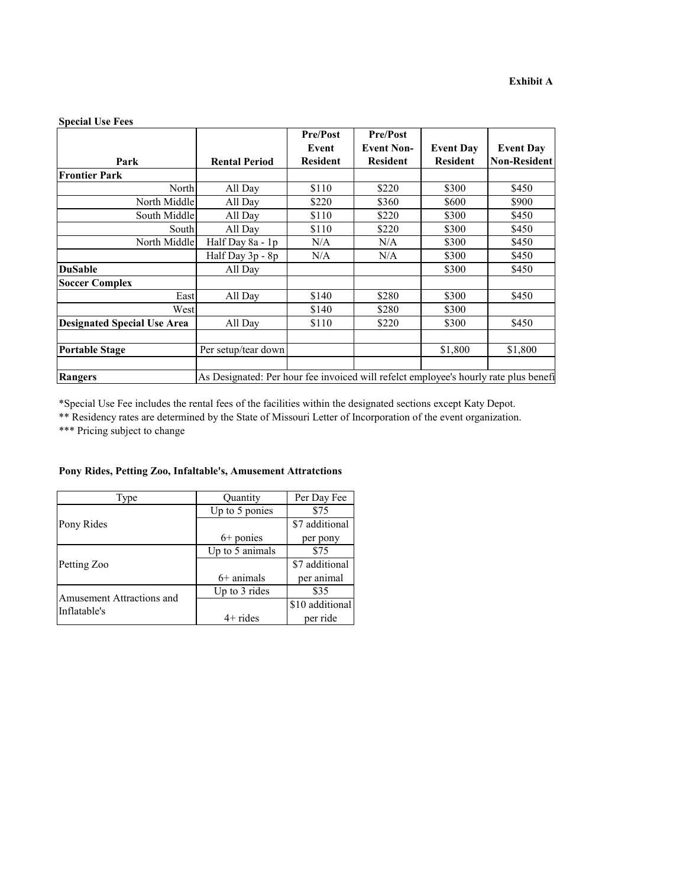**Exhibit A**

**Special Use Fees**

| Park | Rental Period | Pre/Post Event Resident | Pre/Post Event Non-Resident | Event Day Resident | Event Day Non-Resident |
|---|---|---|---|---|---|
| **Frontier Park** | | | | | |
| North | All Day | $110 | $220 | $300 | $450 |
| North Middle | All Day | $220 | $360 | $600 | $900 |
| South Middle | All Day | $110 | $220 | $300 | $450 |
| South | All Day | $110 | $220 | $300 | $450 |
| North Middle | Half Day 8a - 1p | N/A | N/A | $300 | $450 |
| | Half Day 3p - 8p | N/A | N/A | $300 | $450 |
| **DuSable** | All Day | | | $300 | $450 |
| **Soccer Complex** | | | | | |
| East | All Day | $140 | $280 | $300 | $450 |
| West | | $140 | $280 | $300 | |
| **Designated Special Use Area** | All Day | $110 | $220 | $300 | $450 |
| | | | | | |
| **Portable Stage** | Per setup/tear down | | | $1,800 | $1,800 |
| | | | | | |
| **Rangers** | As Designated: Per hour fee invoiced will refelct employee's hourly rate plus benefi | | | | |

*Special Use Fee includes the rental fees of the facilities within the designated sections except Katy Depot.

** Residency rates are determined by the State of Missouri Letter of Incorporation of the event organization.

*** Pricing subject to change

**Pony Rides, Petting Zoo, Infaltable's, Amusement Attratctions**

| Type | Quantity | Per Day Fee |
|---|---|---|
| Pony Rides | Up to 5 ponies | $75 |
| | 6+ ponies | $7 additional per pony |
| Petting Zoo | Up to 5 animals | $75 |
| | 6+ animals | $7 additional per animal |
| Amusement Attractions and Inflatable's | Up to 3 rides | $35 |
| | 4+ rides | $10 additional per ride |